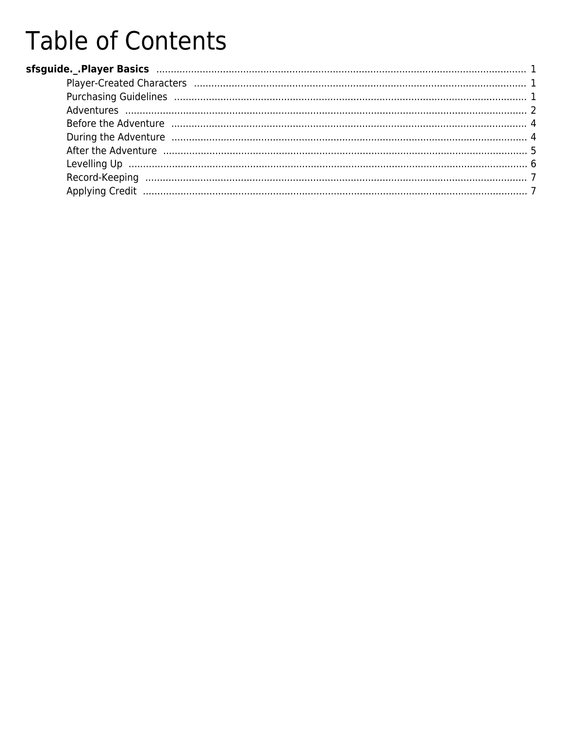# Table of Contents

**sfsguide._.Player Basics** ..... 1

- Player-Created Characters ..... 1
- Purchasing Guidelines ..... 1
- Adventures ..... 2
- Before the Adventure ..... 4
- During the Adventure ..... 4
- After the Adventure ..... 5
- Levelling Up ..... 6
- Record-Keeping ..... 7
- Applying Credit ..... 7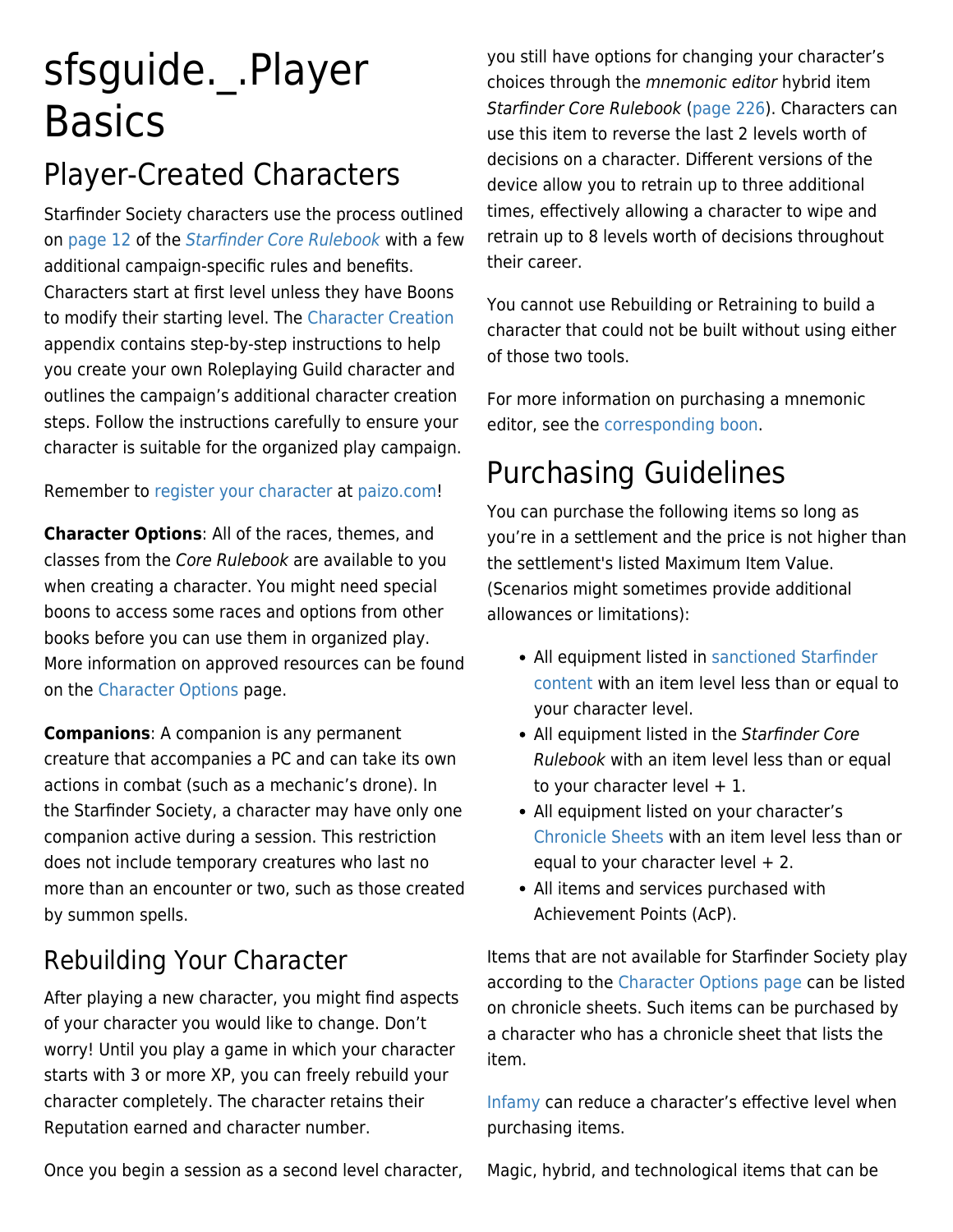# sfsguide._.Player Basics

## Player-Created Characters

Starfinder Society characters use the process outlined on page 12 of the *Starfinder Core Rulebook* with a few additional campaign-specific rules and benefits. Characters start at first level unless they have Boons to modify their starting level. The Character Creation appendix contains step-by-step instructions to help you create your own Roleplaying Guild character and outlines the campaign's additional character creation steps. Follow the instructions carefully to ensure your character is suitable for the organized play campaign.

Remember to register your character at paizo.com!

**Character Options**: All of the races, themes, and classes from the *Core Rulebook* are available to you when creating a character. You might need special boons to access some races and options from other books before you can use them in organized play. More information on approved resources can be found on the Character Options page.

**Companions**: A companion is any permanent creature that accompanies a PC and can take its own actions in combat (such as a mechanic's drone). In the Starfinder Society, a character may have only one companion active during a session. This restriction does not include temporary creatures who last no more than an encounter or two, such as those created by summon spells.

## Rebuilding Your Character

After playing a new character, you might find aspects of your character you would like to change. Don't worry! Until you play a game in which your character starts with 3 or more XP, you can freely rebuild your character completely. The character retains their Reputation earned and character number.

Once you begin a session as a second level character, you still have options for changing your character's choices through the *mnemonic editor* hybrid item *Starfinder Core Rulebook* (page 226). Characters can use this item to reverse the last 2 levels worth of decisions on a character. Different versions of the device allow you to retrain up to three additional times, effectively allowing a character to wipe and retrain up to 8 levels worth of decisions throughout their career.

You cannot use Rebuilding or Retraining to build a character that could not be built without using either of those two tools.

For more information on purchasing a mnemonic editor, see the corresponding boon.

# Purchasing Guidelines

You can purchase the following items so long as you're in a settlement and the price is not higher than the settlement's listed Maximum Item Value. (Scenarios might sometimes provide additional allowances or limitations):

- All equipment listed in sanctioned Starfinder content with an item level less than or equal to your character level.
- All equipment listed in the *Starfinder Core Rulebook* with an item level less than or equal to your character level + 1.
- All equipment listed on your character's Chronicle Sheets with an item level less than or equal to your character level + 2.
- All items and services purchased with Achievement Points (AcP).

Items that are not available for Starfinder Society play according to the Character Options page can be listed on chronicle sheets. Such items can be purchased by a character who has a chronicle sheet that lists the item.

Infamy can reduce a character's effective level when purchasing items.

Magic, hybrid, and technological items that can be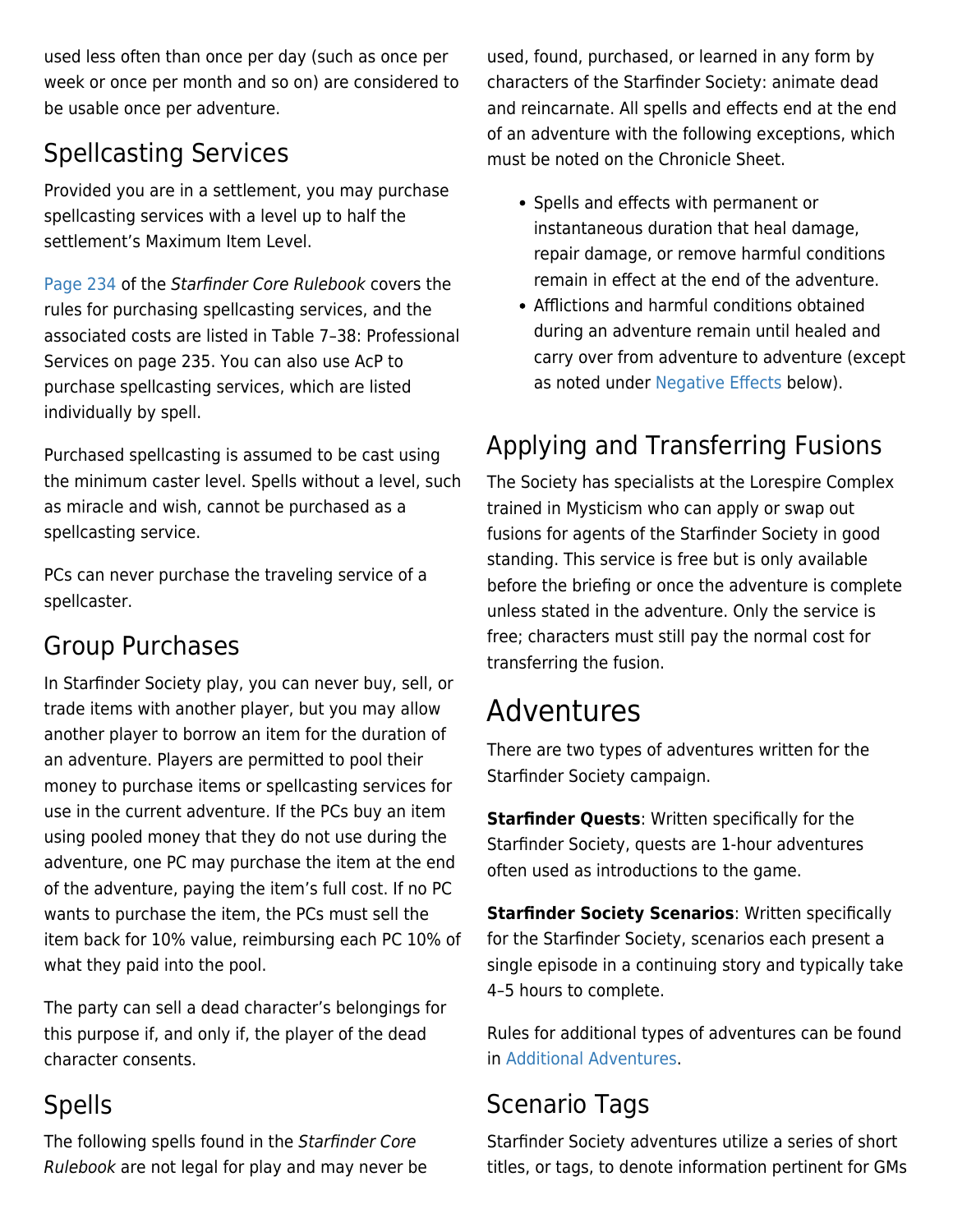used less often than once per day (such as once per week or once per month and so on) are considered to be usable once per adventure.

## Spellcasting Services

Provided you are in a settlement, you may purchase spellcasting services with a level up to half the settlement's Maximum Item Level.

Page 234 of the *Starfinder Core Rulebook* covers the rules for purchasing spellcasting services, and the associated costs are listed in Table 7–38: Professional Services on page 235. You can also use AcP to purchase spellcasting services, which are listed individually by spell.

Purchased spellcasting is assumed to be cast using the minimum caster level. Spells without a level, such as miracle and wish, cannot be purchased as a spellcasting service.

PCs can never purchase the traveling service of a spellcaster.

## Group Purchases

In Starfinder Society play, you can never buy, sell, or trade items with another player, but you may allow another player to borrow an item for the duration of an adventure. Players are permitted to pool their money to purchase items or spellcasting services for use in the current adventure. If the PCs buy an item using pooled money that they do not use during the adventure, one PC may purchase the item at the end of the adventure, paying the item's full cost. If no PC wants to purchase the item, the PCs must sell the item back for 10% value, reimbursing each PC 10% of what they paid into the pool.

The party can sell a dead character's belongings for this purpose if, and only if, the player of the dead character consents.

## Spells

The following spells found in the *Starfinder Core Rulebook* are not legal for play and may never be used, found, purchased, or learned in any form by characters of the Starfinder Society: animate dead and reincarnate. All spells and effects end at the end of an adventure with the following exceptions, which must be noted on the Chronicle Sheet.

- Spells and effects with permanent or instantaneous duration that heal damage, repair damage, or remove harmful conditions remain in effect at the end of the adventure.
- Afflictions and harmful conditions obtained during an adventure remain until healed and carry over from adventure to adventure (except as noted under Negative Effects below).

## Applying and Transferring Fusions

The Society has specialists at the Lorespire Complex trained in Mysticism who can apply or swap out fusions for agents of the Starfinder Society in good standing. This service is free but is only available before the briefing or once the adventure is complete unless stated in the adventure. Only the service is free; characters must still pay the normal cost for transferring the fusion.

# Adventures

There are two types of adventures written for the Starfinder Society campaign.

**Starfinder Quests**: Written specifically for the Starfinder Society, quests are 1-hour adventures often used as introductions to the game.

**Starfinder Society Scenarios**: Written specifically for the Starfinder Society, scenarios each present a single episode in a continuing story and typically take 4–5 hours to complete.

Rules for additional types of adventures can be found in Additional Adventures.

## Scenario Tags

Starfinder Society adventures utilize a series of short titles, or tags, to denote information pertinent for GMs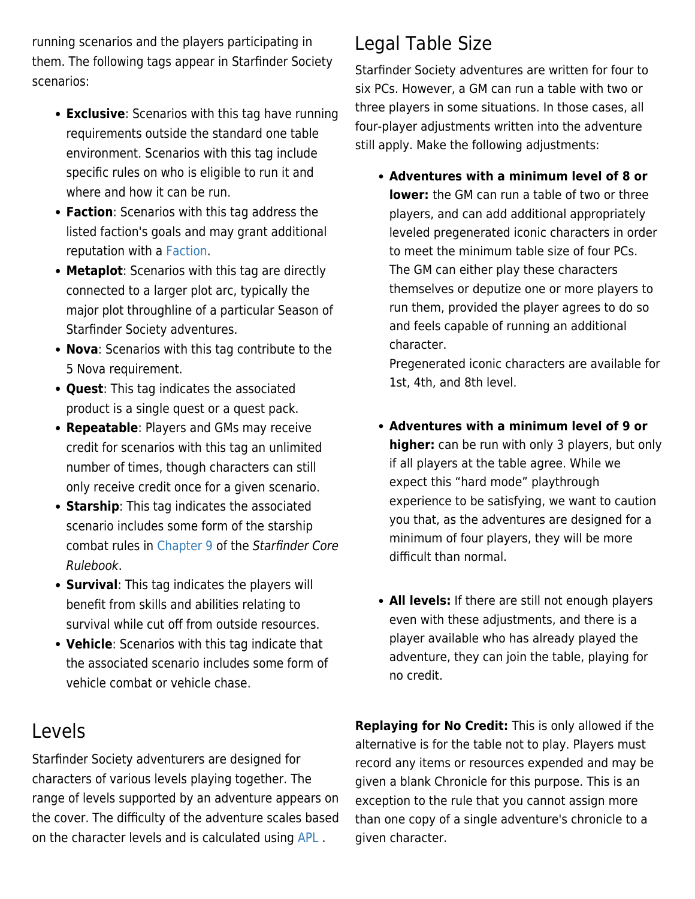running scenarios and the players participating in them. The following tags appear in Starfinder Society scenarios:

- **Exclusive**: Scenarios with this tag have running requirements outside the standard one table environment. Scenarios with this tag include specific rules on who is eligible to run it and where and how it can be run.
- **Faction**: Scenarios with this tag address the listed faction's goals and may grant additional reputation with a Faction.
- **Metaplot**: Scenarios with this tag are directly connected to a larger plot arc, typically the major plot throughline of a particular Season of Starfinder Society adventures.
- **Nova**: Scenarios with this tag contribute to the 5 Nova requirement.
- **Quest**: This tag indicates the associated product is a single quest or a quest pack.
- **Repeatable**: Players and GMs may receive credit for scenarios with this tag an unlimited number of times, though characters can still only receive credit once for a given scenario.
- **Starship**: This tag indicates the associated scenario includes some form of the starship combat rules in Chapter 9 of the *Starfinder Core Rulebook*.
- **Survival**: This tag indicates the players will benefit from skills and abilities relating to survival while cut off from outside resources.
- **Vehicle**: Scenarios with this tag indicate that the associated scenario includes some form of vehicle combat or vehicle chase.

## Levels

Starfinder Society adventures are designed for characters of various levels playing together. The range of levels supported by an adventure appears on the cover. The difficulty of the adventure scales based on the character levels and is calculated using APL .

## Legal Table Size

Starfinder Society adventures are written for four to six PCs. However, a GM can run a table with two or three players in some situations. In those cases, all four-player adjustments written into the adventure still apply. Make the following adjustments:

- **Adventures with a minimum level of 8 or lower:** the GM can run a table of two or three players, and can add additional appropriately leveled pregenerated iconic characters in order to meet the minimum table size of four PCs. The GM can either play these characters themselves or deputize one or more players to run them, provided the player agrees to do so and feels capable of running an additional character.
  Pregenerated iconic characters are available for 1st, 4th, and 8th level.

- **Adventures with a minimum level of 9 or higher:** can be run with only 3 players, but only if all players at the table agree. While we expect this "hard mode" playthrough experience to be satisfying, we want to caution you that, as the adventures are designed for a minimum of four players, they will be more difficult than normal.

- **All levels:** If there are still not enough players even with these adjustments, and there is a player available who has already played the adventure, they can join the table, playing for no credit.

**Replaying for No Credit:** This is only allowed if the alternative is for the table not to play. Players must record any items or resources expended and may be given a blank Chronicle for this purpose. This is an exception to the rule that you cannot assign more than one copy of a single adventure's chronicle to a given character.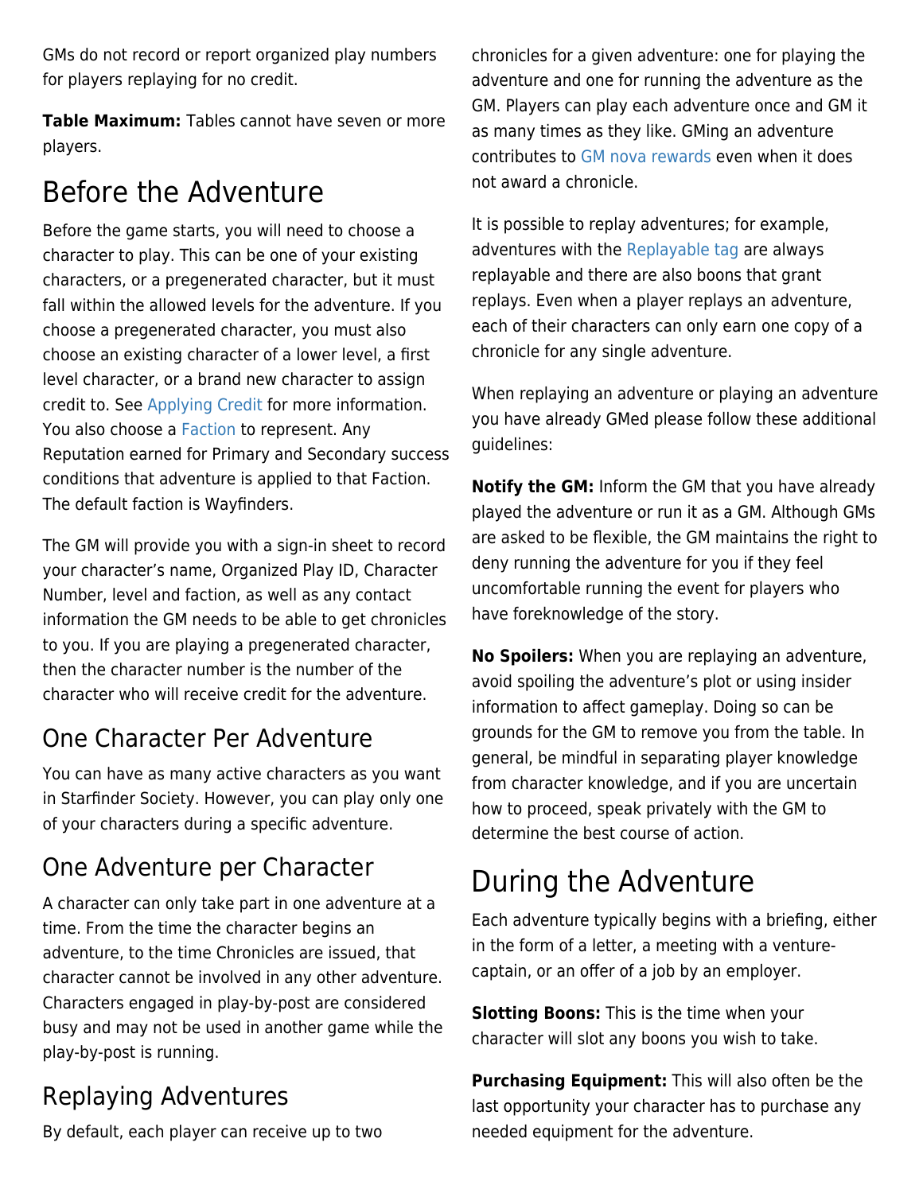GMs do not record or report organized play numbers for players replaying for no credit.

**Table Maximum:** Tables cannot have seven or more players.

# Before the Adventure

Before the game starts, you will need to choose a character to play. This can be one of your existing characters, or a pregenerated character, but it must fall within the allowed levels for the adventure. If you choose a pregenerated character, you must also choose an existing character of a lower level, a first level character, or a brand new character to assign credit to. See Applying Credit for more information. You also choose a Faction to represent. Any Reputation earned for Primary and Secondary success conditions that adventure is applied to that Faction. The default faction is Wayfinders.

The GM will provide you with a sign-in sheet to record your character's name, Organized Play ID, Character Number, level and faction, as well as any contact information the GM needs to be able to get chronicles to you. If you are playing a pregenerated character, then the character number is the number of the character who will receive credit for the adventure.

## One Character Per Adventure

You can have as many active characters as you want in Starfinder Society. However, you can play only one of your characters during a specific adventure.

## One Adventure per Character

A character can only take part in one adventure at a time. From the time the character begins an adventure, to the time Chronicles are issued, that character cannot be involved in any other adventure. Characters engaged in play-by-post are considered busy and may not be used in another game while the play-by-post is running.

## Replaying Adventures

By default, each player can receive up to two chronicles for a given adventure: one for playing the adventure and one for running the adventure as the GM. Players can play each adventure once and GM it as many times as they like. GMing an adventure contributes to GM nova rewards even when it does not award a chronicle.

It is possible to replay adventures; for example, adventures with the Replayable tag are always replayable and there are also boons that grant replays. Even when a player replays an adventure, each of their characters can only earn one copy of a chronicle for any single adventure.

When replaying an adventure or playing an adventure you have already GMed please follow these additional guidelines:

**Notify the GM:** Inform the GM that you have already played the adventure or run it as a GM. Although GMs are asked to be flexible, the GM maintains the right to deny running the adventure for you if they feel uncomfortable running the event for players who have foreknowledge of the story.

**No Spoilers:** When you are replaying an adventure, avoid spoiling the adventure's plot or using insider information to affect gameplay. Doing so can be grounds for the GM to remove you from the table. In general, be mindful in separating player knowledge from character knowledge, and if you are uncertain how to proceed, speak privately with the GM to determine the best course of action.

# During the Adventure

Each adventure typically begins with a briefing, either in the form of a letter, a meeting with a venture-captain, or an offer of a job by an employer.

**Slotting Boons:** This is the time when your character will slot any boons you wish to take.

**Purchasing Equipment:** This will also often be the last opportunity your character has to purchase any needed equipment for the adventure.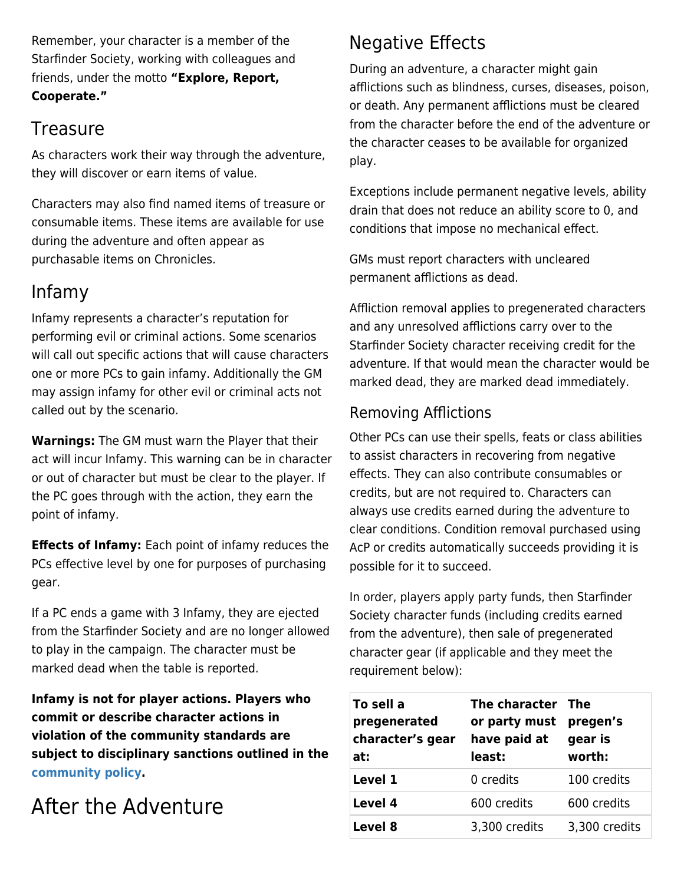Remember, your character is a member of the Starfinder Society, working with colleagues and friends, under the motto **"Explore, Report, Cooperate."**

## Treasure

As characters work their way through the adventure, they will discover or earn items of value.

Characters may also find named items of treasure or consumable items. These items are available for use during the adventure and often appear as purchasable items on Chronicles.

## Infamy

Infamy represents a character's reputation for performing evil or criminal actions. Some scenarios will call out specific actions that will cause characters one or more PCs to gain infamy. Additionally the GM may assign infamy for other evil or criminal acts not called out by the scenario.

**Warnings:** The GM must warn the Player that their act will incur Infamy. This warning can be in character or out of character but must be clear to the player. If the PC goes through with the action, they earn the point of infamy.

**Effects of Infamy:** Each point of infamy reduces the PCs effective level by one for purposes of purchasing gear.

If a PC ends a game with 3 Infamy, they are ejected from the Starfinder Society and are no longer allowed to play in the campaign. The character must be marked dead when the table is reported.

**Infamy is not for player actions. Players who commit or describe character actions in violation of the community standards are subject to disciplinary sanctions outlined in the community policy.**

# After the Adventure

## Negative Effects

During an adventure, a character might gain afflictions such as blindness, curses, diseases, poison, or death. Any permanent afflictions must be cleared from the character before the end of the adventure or the character ceases to be available for organized play.

Exceptions include permanent negative levels, ability drain that does not reduce an ability score to 0, and conditions that impose no mechanical effect.

GMs must report characters with uncleared permanent afflictions as dead.

Affliction removal applies to pregenerated characters and any unresolved afflictions carry over to the Starfinder Society character receiving credit for the adventure. If that would mean the character would be marked dead, they are marked dead immediately.

### Removing Afflictions

Other PCs can use their spells, feats or class abilities to assist characters in recovering from negative effects. They can also contribute consumables or credits, but are not required to. Characters can always use credits earned during the adventure to clear conditions. Condition removal purchased using AcP or credits automatically succeeds providing it is possible for it to succeed.

In order, players apply party funds, then Starfinder Society character funds (including credits earned from the adventure), then sale of pregenerated character gear (if applicable and they meet the requirement below):

| To sell a pregenerated character's gear at: | The character or party must have paid at least: | The pregen's gear is worth: |
|---|---|---|
| **Level 1** | 0 credits | 100 credits |
| **Level 4** | 600 credits | 600 credits |
| **Level 8** | 3,300 credits | 3,300 credits |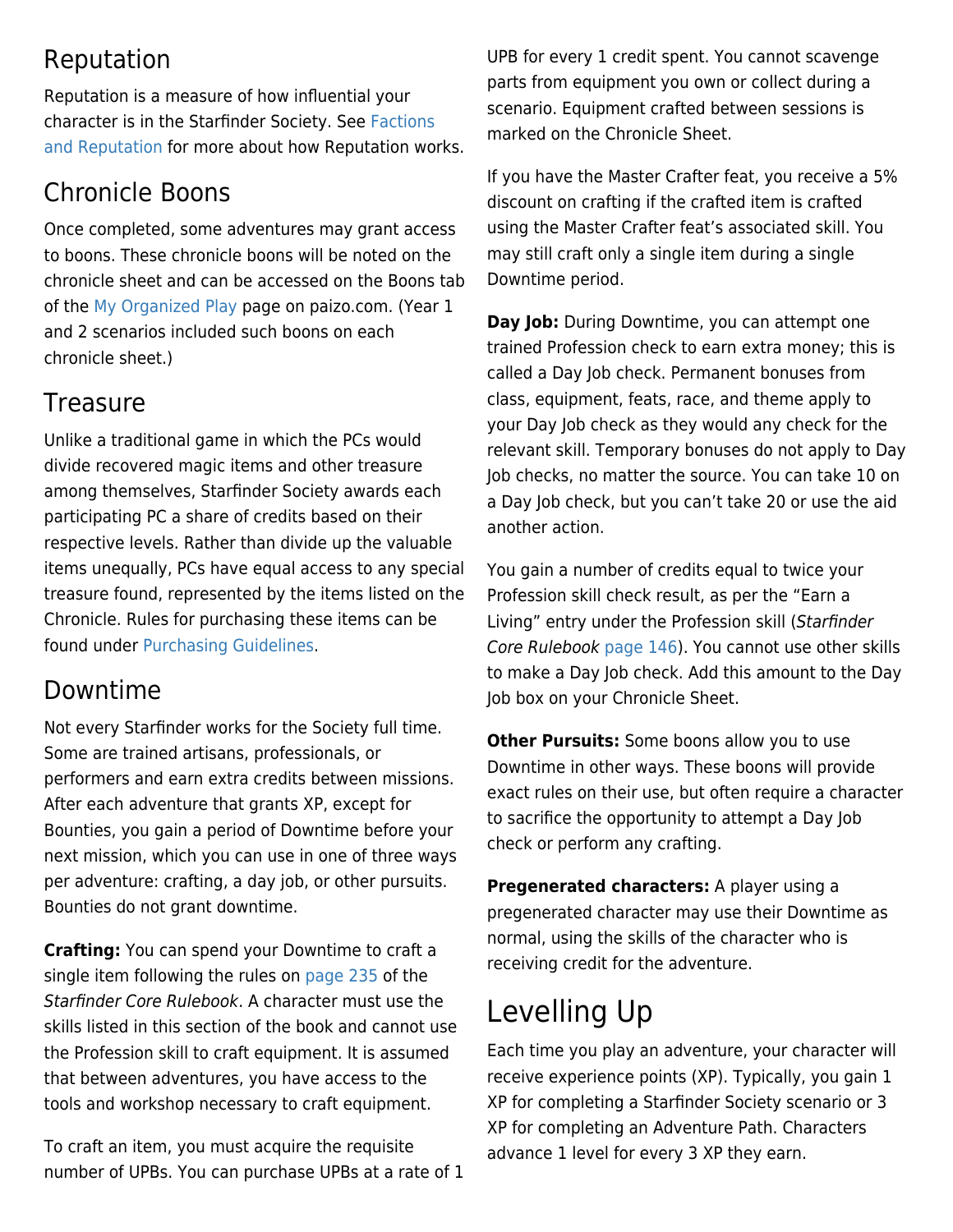## Reputation

Reputation is a measure of how influential your character is in the Starfinder Society. See Factions and Reputation for more about how Reputation works.

## Chronicle Boons

Once completed, some adventures may grant access to boons. These chronicle boons will be noted on the chronicle sheet and can be accessed on the Boons tab of the My Organized Play page on paizo.com. (Year 1 and 2 scenarios included such boons on each chronicle sheet.)

## Treasure

Unlike a traditional game in which the PCs would divide recovered magic items and other treasure among themselves, Starfinder Society awards each participating PC a share of credits based on their respective levels. Rather than divide up the valuable items unequally, PCs have equal access to any special treasure found, represented by the items listed on the Chronicle. Rules for purchasing these items can be found under Purchasing Guidelines.

## Downtime

Not every Starfinder works for the Society full time. Some are trained artisans, professionals, or performers and earn extra credits between missions. After each adventure that grants XP, except for Bounties, you gain a period of Downtime before your next mission, which you can use in one of three ways per adventure: crafting, a day job, or other pursuits. Bounties do not grant downtime.

**Crafting:** You can spend your Downtime to craft a single item following the rules on page 235 of the *Starfinder Core Rulebook*. A character must use the skills listed in this section of the book and cannot use the Profession skill to craft equipment. It is assumed that between adventures, you have access to the tools and workshop necessary to craft equipment.

To craft an item, you must acquire the requisite number of UPBs. You can purchase UPBs at a rate of 1 UPB for every 1 credit spent. You cannot scavenge parts from equipment you own or collect during a scenario. Equipment crafted between sessions is marked on the Chronicle Sheet.

If you have the Master Crafter feat, you receive a 5% discount on crafting if the crafted item is crafted using the Master Crafter feat's associated skill. You may still craft only a single item during a single Downtime period.

**Day Job:** During Downtime, you can attempt one trained Profession check to earn extra money; this is called a Day Job check. Permanent bonuses from class, equipment, feats, race, and theme apply to your Day Job check as they would any check for the relevant skill. Temporary bonuses do not apply to Day Job checks, no matter the source. You can take 10 on a Day Job check, but you can't take 20 or use the aid another action.

You gain a number of credits equal to twice your Profession skill check result, as per the "Earn a Living" entry under the Profession skill (*Starfinder Core Rulebook* page 146). You cannot use other skills to make a Day Job check. Add this amount to the Day Job box on your Chronicle Sheet.

**Other Pursuits:** Some boons allow you to use Downtime in other ways. These boons will provide exact rules on their use, but often require a character to sacrifice the opportunity to attempt a Day Job check or perform any crafting.

**Pregenerated characters:** A player using a pregenerated character may use their Downtime as normal, using the skills of the character who is receiving credit for the adventure.

# Levelling Up

Each time you play an adventure, your character will receive experience points (XP). Typically, you gain 1 XP for completing a Starfinder Society scenario or 3 XP for completing an Adventure Path. Characters advance 1 level for every 3 XP they earn.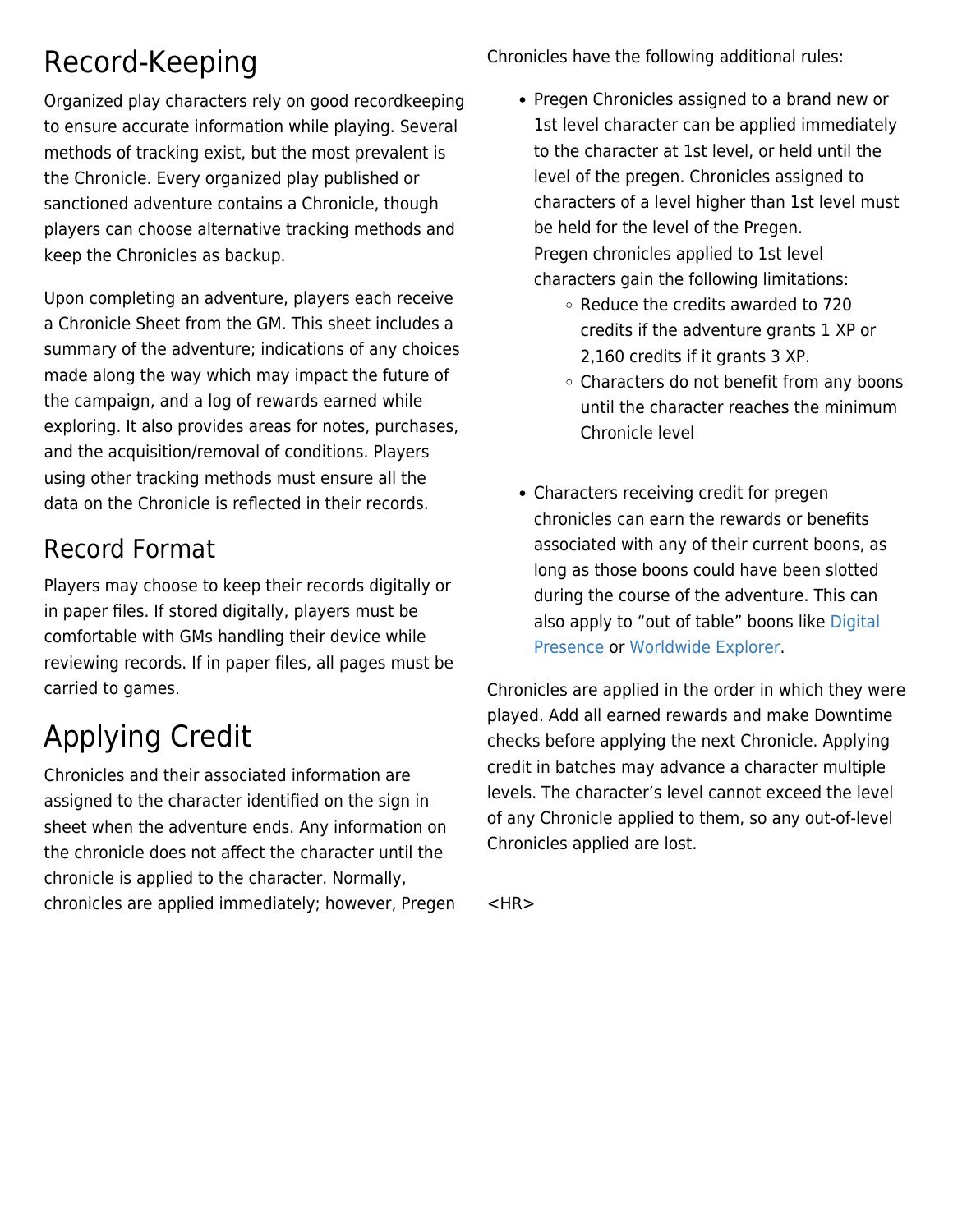# Record-Keeping

Organized play characters rely on good recordkeeping to ensure accurate information while playing. Several methods of tracking exist, but the most prevalent is the Chronicle. Every organized play published or sanctioned adventure contains a Chronicle, though players can choose alternative tracking methods and keep the Chronicles as backup.

Upon completing an adventure, players each receive a Chronicle Sheet from the GM. This sheet includes a summary of the adventure; indications of any choices made along the way which may impact the future of the campaign, and a log of rewards earned while exploring. It also provides areas for notes, purchases, and the acquisition/removal of conditions. Players using other tracking methods must ensure all the data on the Chronicle is reflected in their records.

## Record Format

Players may choose to keep their records digitally or in paper files. If stored digitally, players must be comfortable with GMs handling their device while reviewing records. If in paper files, all pages must be carried to games.

# Applying Credit

Chronicles and their associated information are assigned to the character identified on the sign in sheet when the adventure ends. Any information on the chronicle does not affect the character until the chronicle is applied to the character. Normally, chronicles are applied immediately; however, Pregen Chronicles have the following additional rules:

- Pregen Chronicles assigned to a brand new or 1st level character can be applied immediately to the character at 1st level, or held until the level of the pregen. Chronicles assigned to characters of a level higher than 1st level must be held for the level of the Pregen.
  Pregen chronicles applied to 1st level characters gain the following limitations:
  - Reduce the credits awarded to 720 credits if the adventure grants 1 XP or 2,160 credits if it grants 3 XP.
  - Characters do not benefit from any boons until the character reaches the minimum Chronicle level

- Characters receiving credit for pregen chronicles can earn the rewards or benefits associated with any of their current boons, as long as those boons could have been slotted during the course of the adventure. This can also apply to “out of table” boons like Digital Presence or Worldwide Explorer.

Chronicles are applied in the order in which they were played. Add all earned rewards and make Downtime checks before applying the next Chronicle. Applying credit in batches may advance a character multiple levels. The character’s level cannot exceed the level of any Chronicle applied to them, so any out-of-level Chronicles applied are lost.

<HR>